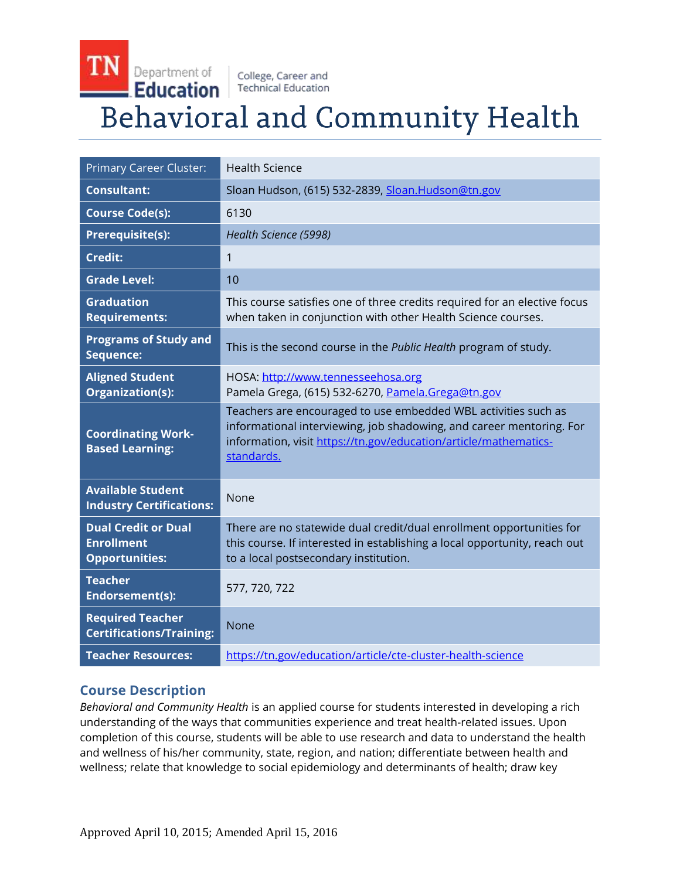TN Department of Education | College, Career and Technical Education

# Behavioral and Community Health

| | |
|---|---|
| Primary Career Cluster: | Health Science |
| **Consultant:** | Sloan Hudson, (615) 532-2839, Sloan.Hudson@tn.gov |
| **Course Code(s):** | 6130 |
| **Prerequisite(s):** | *Health Science (5998)* |
| **Credit:** | 1 |
| **Grade Level:** | 10 |
| **Graduation Requirements:** | This course satisfies one of three credits required for an elective focus when taken in conjunction with other Health Science courses. |
| **Programs of Study and Sequence:** | This is the second course in the *Public Health* program of study. |
| **Aligned Student Organization(s):** | HOSA: http://www.tennesseehosa.org<br>Pamela Grega, (615) 532-6270, Pamela.Grega@tn.gov |
| **Coordinating Work-Based Learning:** | Teachers are encouraged to use embedded WBL activities such as informational interviewing, job shadowing, and career mentoring. For information, visit https://tn.gov/education/article/mathematics-standards. |
| **Available Student Industry Certifications:** | None |
| **Dual Credit or Dual Enrollment Opportunities:** | There are no statewide dual credit/dual enrollment opportunities for this course. If interested in establishing a local opportunity, reach out to a local postsecondary institution. |
| **Teacher Endorsement(s):** | 577, 720, 722 |
| **Required Teacher Certifications/Training:** | None |
| **Teacher Resources:** | https://tn.gov/education/article/cte-cluster-health-science |

## Course Description

*Behavioral and Community Health* is an applied course for students interested in developing a rich understanding of the ways that communities experience and treat health-related issues. Upon completion of this course, students will be able to use research and data to understand the health and wellness of his/her community, state, region, and nation; differentiate between health and wellness; relate that knowledge to social epidemiology and determinants of health; draw key

Approved April 10, 2015; Amended April 15, 2016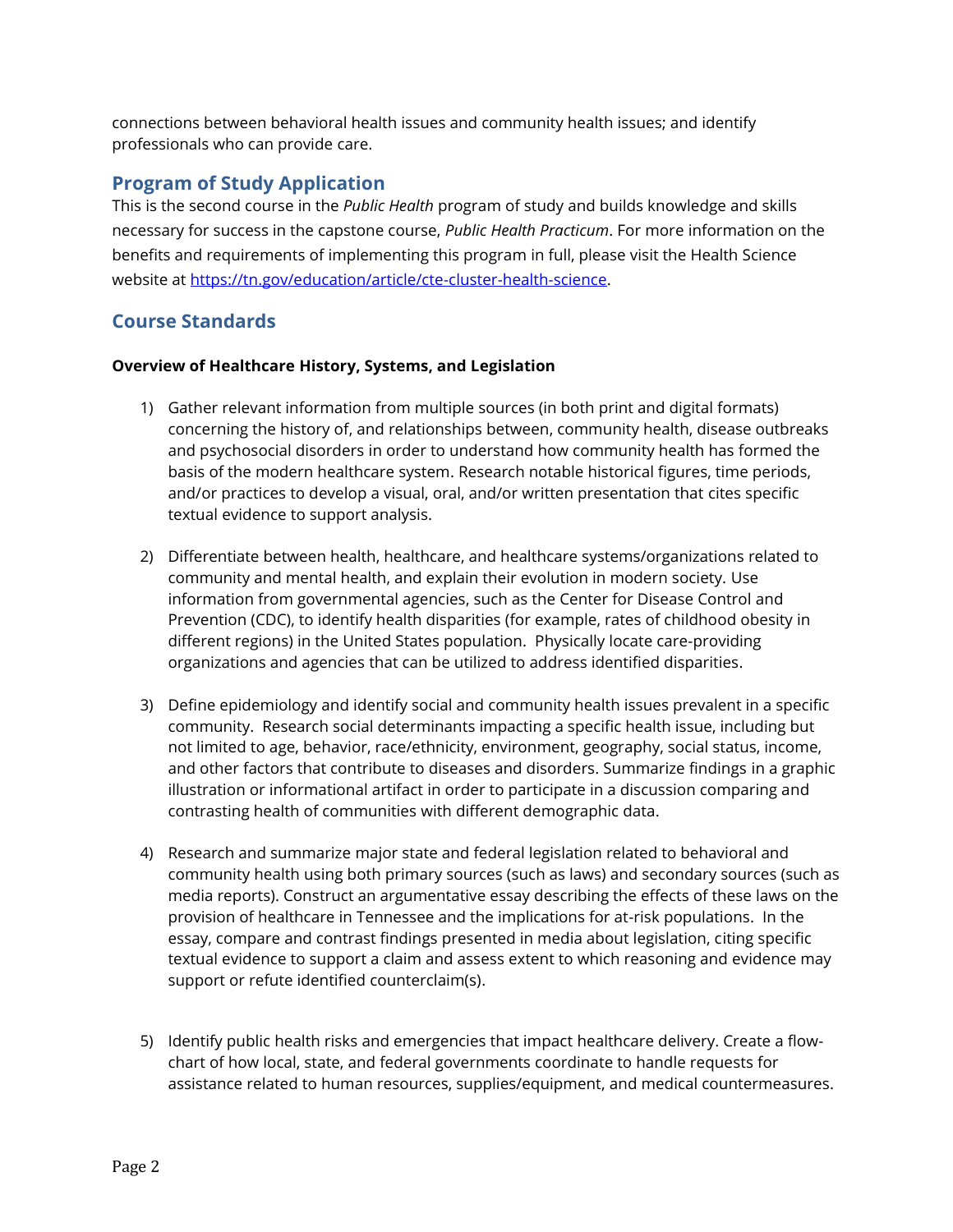connections between behavioral health issues and community health issues; and identify professionals who can provide care.

## Program of Study Application

This is the second course in the *Public Health* program of study and builds knowledge and skills necessary for success in the capstone course, *Public Health Practicum*. For more information on the benefits and requirements of implementing this program in full, please visit the Health Science website at [https://tn.gov/education/article/cte-cluster-health-science](https://tn.gov/education/article/cte-cluster-health-science).

## Course Standards

**Overview of Healthcare History, Systems, and Legislation**

1) Gather relevant information from multiple sources (in both print and digital formats) concerning the history of, and relationships between, community health, disease outbreaks and psychosocial disorders in order to understand how community health has formed the basis of the modern healthcare system. Research notable historical figures, time periods, and/or practices to develop a visual, oral, and/or written presentation that cites specific textual evidence to support analysis.

2) Differentiate between health, healthcare, and healthcare systems/organizations related to community and mental health, and explain their evolution in modern society. Use information from governmental agencies, such as the Center for Disease Control and Prevention (CDC), to identify health disparities (for example, rates of childhood obesity in different regions) in the United States population. Physically locate care-providing organizations and agencies that can be utilized to address identified disparities.

3) Define epidemiology and identify social and community health issues prevalent in a specific community. Research social determinants impacting a specific health issue, including but not limited to age, behavior, race/ethnicity, environment, geography, social status, income, and other factors that contribute to diseases and disorders. Summarize findings in a graphic illustration or informational artifact in order to participate in a discussion comparing and contrasting health of communities with different demographic data.

4) Research and summarize major state and federal legislation related to behavioral and community health using both primary sources (such as laws) and secondary sources (such as media reports). Construct an argumentative essay describing the effects of these laws on the provision of healthcare in Tennessee and the implications for at-risk populations. In the essay, compare and contrast findings presented in media about legislation, citing specific textual evidence to support a claim and assess extent to which reasoning and evidence may support or refute identified counterclaim(s).

5) Identify public health risks and emergencies that impact healthcare delivery. Create a flow-chart of how local, state, and federal governments coordinate to handle requests for assistance related to human resources, supplies/equipment, and medical countermeasures.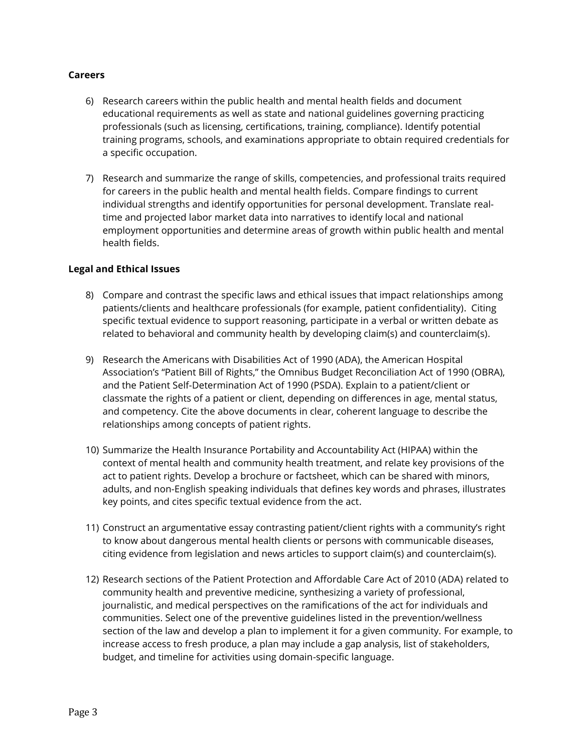**Careers**

6) Research careers within the public health and mental health fields and document educational requirements as well as state and national guidelines governing practicing professionals (such as licensing, certifications, training, compliance). Identify potential training programs, schools, and examinations appropriate to obtain required credentials for a specific occupation.

7) Research and summarize the range of skills, competencies, and professional traits required for careers in the public health and mental health fields. Compare findings to current individual strengths and identify opportunities for personal development. Translate real-time and projected labor market data into narratives to identify local and national employment opportunities and determine areas of growth within public health and mental health fields.

**Legal and Ethical Issues**

8) Compare and contrast the specific laws and ethical issues that impact relationships among patients/clients and healthcare professionals (for example, patient confidentiality). Citing specific textual evidence to support reasoning, participate in a verbal or written debate as related to behavioral and community health by developing claim(s) and counterclaim(s).

9) Research the Americans with Disabilities Act of 1990 (ADA), the American Hospital Association's "Patient Bill of Rights," the Omnibus Budget Reconciliation Act of 1990 (OBRA), and the Patient Self-Determination Act of 1990 (PSDA). Explain to a patient/client or classmate the rights of a patient or client, depending on differences in age, mental status, and competency. Cite the above documents in clear, coherent language to describe the relationships among concepts of patient rights.

10) Summarize the Health Insurance Portability and Accountability Act (HIPAA) within the context of mental health and community health treatment, and relate key provisions of the act to patient rights. Develop a brochure or factsheet, which can be shared with minors, adults, and non-English speaking individuals that defines key words and phrases, illustrates key points, and cites specific textual evidence from the act.

11) Construct an argumentative essay contrasting patient/client rights with a community's right to know about dangerous mental health clients or persons with communicable diseases, citing evidence from legislation and news articles to support claim(s) and counterclaim(s).

12) Research sections of the Patient Protection and Affordable Care Act of 2010 (ADA) related to community health and preventive medicine, synthesizing a variety of professional, journalistic, and medical perspectives on the ramifications of the act for individuals and communities. Select one of the preventive guidelines listed in the prevention/wellness section of the law and develop a plan to implement it for a given community. For example, to increase access to fresh produce, a plan may include a gap analysis, list of stakeholders, budget, and timeline for activities using domain-specific language.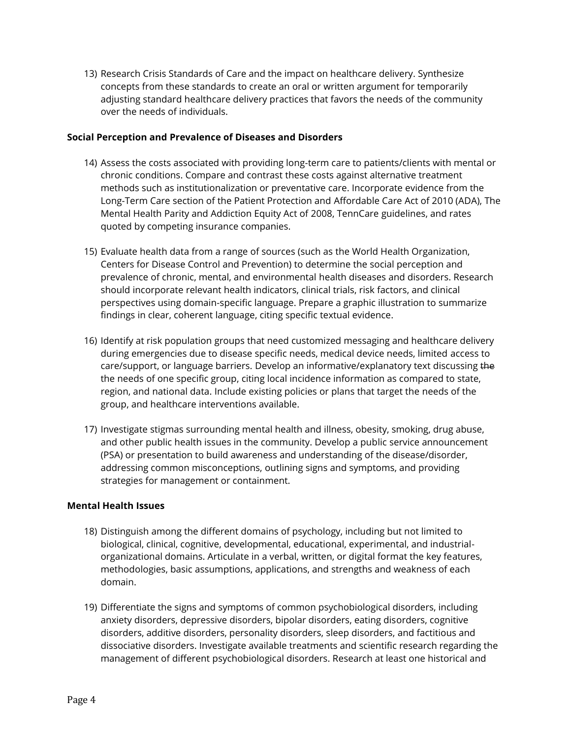13) Research Crisis Standards of Care and the impact on healthcare delivery. Synthesize concepts from these standards to create an oral or written argument for temporarily adjusting standard healthcare delivery practices that favors the needs of the community over the needs of individuals.

**Social Perception and Prevalence of Diseases and Disorders**

14) Assess the costs associated with providing long-term care to patients/clients with mental or chronic conditions. Compare and contrast these costs against alternative treatment methods such as institutionalization or preventative care. Incorporate evidence from the Long-Term Care section of the Patient Protection and Affordable Care Act of 2010 (ADA), The Mental Health Parity and Addiction Equity Act of 2008, TennCare guidelines, and rates quoted by competing insurance companies.

15) Evaluate health data from a range of sources (such as the World Health Organization, Centers for Disease Control and Prevention) to determine the social perception and prevalence of chronic, mental, and environmental health diseases and disorders. Research should incorporate relevant health indicators, clinical trials, risk factors, and clinical perspectives using domain-specific language. Prepare a graphic illustration to summarize findings in clear, coherent language, citing specific textual evidence.

16) Identify at risk population groups that need customized messaging and healthcare delivery during emergencies due to disease specific needs, medical device needs, limited access to care/support, or language barriers. Develop an informative/explanatory text discussing ~~the~~ the needs of one specific group, citing local incidence information as compared to state, region, and national data. Include existing policies or plans that target the needs of the group, and healthcare interventions available.

17) Investigate stigmas surrounding mental health and illness, obesity, smoking, drug abuse, and other public health issues in the community. Develop a public service announcement (PSA) or presentation to build awareness and understanding of the disease/disorder, addressing common misconceptions, outlining signs and symptoms, and providing strategies for management or containment.

**Mental Health Issues**

18) Distinguish among the different domains of psychology, including but not limited to biological, clinical, cognitive, developmental, educational, experimental, and industrial-organizational domains. Articulate in a verbal, written, or digital format the key features, methodologies, basic assumptions, applications, and strengths and weakness of each domain.

19) Differentiate the signs and symptoms of common psychobiological disorders, including anxiety disorders, depressive disorders, bipolar disorders, eating disorders, cognitive disorders, additive disorders, personality disorders, sleep disorders, and factitious and dissociative disorders. Investigate available treatments and scientific research regarding the management of different psychobiological disorders. Research at least one historical and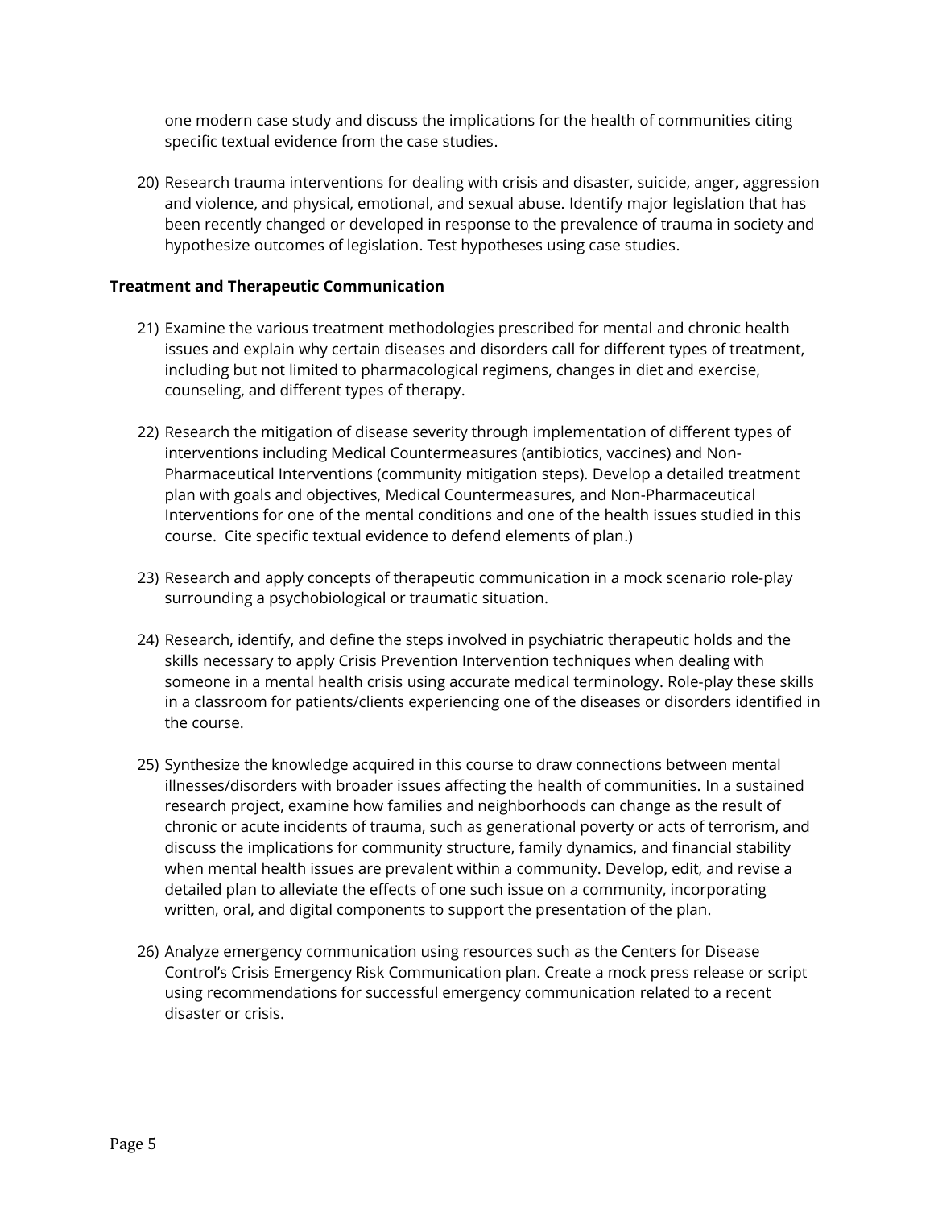one modern case study and discuss the implications for the health of communities citing specific textual evidence from the case studies.

20) Research trauma interventions for dealing with crisis and disaster, suicide, anger, aggression and violence, and physical, emotional, and sexual abuse. Identify major legislation that has been recently changed or developed in response to the prevalence of trauma in society and hypothesize outcomes of legislation. Test hypotheses using case studies.

**Treatment and Therapeutic Communication**

21) Examine the various treatment methodologies prescribed for mental and chronic health issues and explain why certain diseases and disorders call for different types of treatment, including but not limited to pharmacological regimens, changes in diet and exercise, counseling, and different types of therapy.

22) Research the mitigation of disease severity through implementation of different types of interventions including Medical Countermeasures (antibiotics, vaccines) and Non-Pharmaceutical Interventions (community mitigation steps). Develop a detailed treatment plan with goals and objectives, Medical Countermeasures, and Non-Pharmaceutical Interventions for one of the mental conditions and one of the health issues studied in this course. Cite specific textual evidence to defend elements of plan.)

23) Research and apply concepts of therapeutic communication in a mock scenario role-play surrounding a psychobiological or traumatic situation.

24) Research, identify, and define the steps involved in psychiatric therapeutic holds and the skills necessary to apply Crisis Prevention Intervention techniques when dealing with someone in a mental health crisis using accurate medical terminology. Role-play these skills in a classroom for patients/clients experiencing one of the diseases or disorders identified in the course.

25) Synthesize the knowledge acquired in this course to draw connections between mental illnesses/disorders with broader issues affecting the health of communities. In a sustained research project, examine how families and neighborhoods can change as the result of chronic or acute incidents of trauma, such as generational poverty or acts of terrorism, and discuss the implications for community structure, family dynamics, and financial stability when mental health issues are prevalent within a community. Develop, edit, and revise a detailed plan to alleviate the effects of one such issue on a community, incorporating written, oral, and digital components to support the presentation of the plan.

26) Analyze emergency communication using resources such as the Centers for Disease Control's Crisis Emergency Risk Communication plan. Create a mock press release or script using recommendations for successful emergency communication related to a recent disaster or crisis.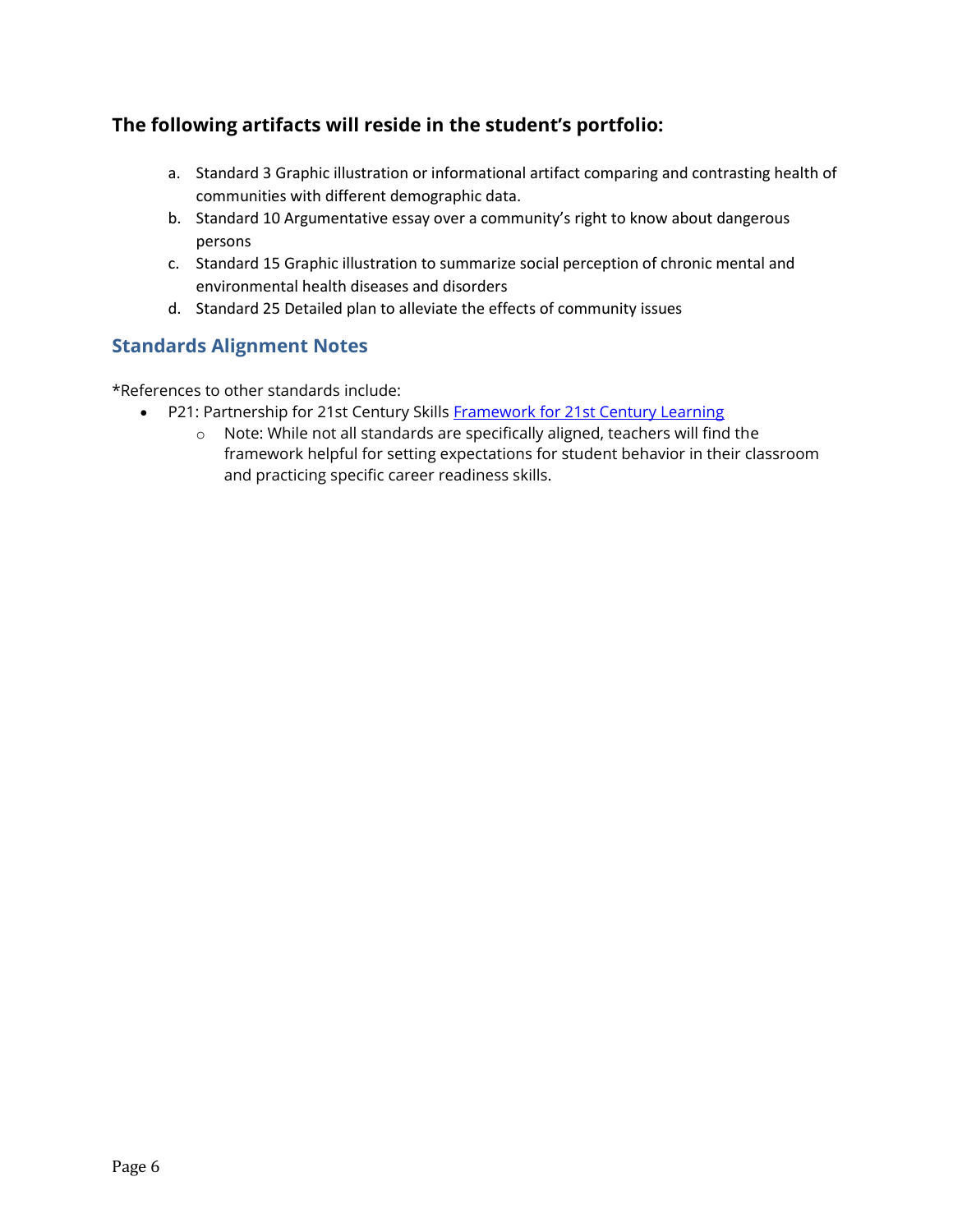### The following artifacts will reside in the student's portfolio:

a. Standard 3 Graphic illustration or informational artifact comparing and contrasting health of communities with different demographic data.
b. Standard 10 Argumentative essay over a community's right to know about dangerous persons
c. Standard 15 Graphic illustration to summarize social perception of chronic mental and environmental health diseases and disorders
d. Standard 25 Detailed plan to alleviate the effects of community issues

## Standards Alignment Notes

*References to other standards include:

- P21: Partnership for 21st Century Skills [Framework for 21st Century Learning]
    - Note: While not all standards are specifically aligned, teachers will find the framework helpful for setting expectations for student behavior in their classroom and practicing specific career readiness skills.